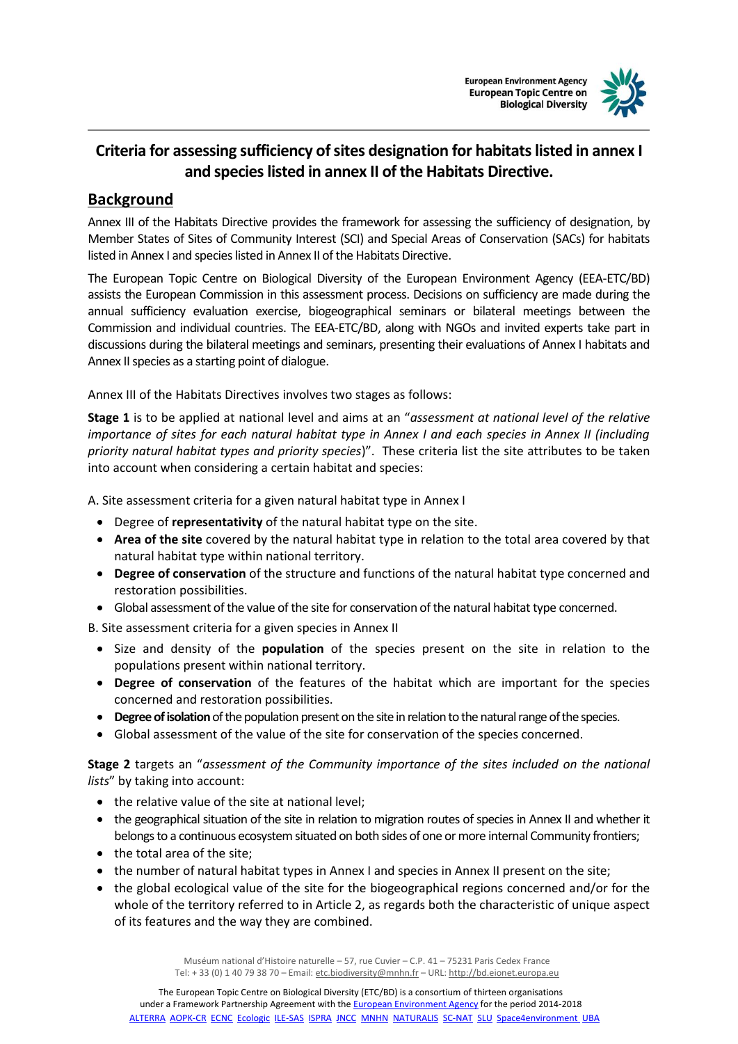European Environment Agency
European Topic Centre on
Biological Diversity

# Criteria for assessing sufficiency of sites designation for habitats listed in annex I and species listed in annex II of the Habitats Directive.

## Background

Annex III of the Habitats Directive provides the framework for assessing the sufficiency of designation, by Member States of Sites of Community Interest (SCI) and Special Areas of Conservation (SACs) for habitats listed in Annex I and species listed in Annex II of the Habitats Directive.

The European Topic Centre on Biological Diversity of the European Environment Agency (EEA-ETC/BD) assists the European Commission in this assessment process. Decisions on sufficiency are made during the annual sufficiency evaluation exercise, biogeographical seminars or bilateral meetings between the Commission and individual countries. The EEA-ETC/BD, along with NGOs and invited experts take part in discussions during the bilateral meetings and seminars, presenting their evaluations of Annex I habitats and Annex II species as a starting point of dialogue.

Annex III of the Habitats Directives involves two stages as follows:

**Stage 1** is to be applied at national level and aims at an "*assessment at national level of the relative importance of sites for each natural habitat type in Annex I and each species in Annex II (including priority natural habitat types and priority species)*". These criteria list the site attributes to be taken into account when considering a certain habitat and species:

A. Site assessment criteria for a given natural habitat type in Annex I

- Degree of **representativity** of the natural habitat type on the site.
- **Area of the site** covered by the natural habitat type in relation to the total area covered by that natural habitat type within national territory.
- **Degree of conservation** of the structure and functions of the natural habitat type concerned and restoration possibilities.
- Global assessment of the value of the site for conservation of the natural habitat type concerned.

B. Site assessment criteria for a given species in Annex II

- Size and density of the **population** of the species present on the site in relation to the populations present within national territory.
- **Degree of conservation** of the features of the habitat which are important for the species concerned and restoration possibilities.
- **Degree of isolation** of the population present on the site in relation to the natural range of the species.
- Global assessment of the value of the site for conservation of the species concerned.

**Stage 2** targets an "*assessment of the Community importance of the sites included on the national lists*" by taking into account:

- the relative value of the site at national level;
- the geographical situation of the site in relation to migration routes of species in Annex II and whether it belongs to a continuous ecosystem situated on both sides of one or more internal Community frontiers;
- the total area of the site;
- the number of natural habitat types in Annex I and species in Annex II present on the site;
- the global ecological value of the site for the biogeographical regions concerned and/or for the whole of the territory referred to in Article 2, as regards both the characteristic of unique aspect of its features and the way they are combined.

Muséum national d'Histoire naturelle – 57, rue Cuvier – C.P. 41 – 75231 Paris Cedex France
Tel: + 33 (0) 1 40 79 38 70 – Email: etc.biodiversity@mnhn.fr – URL: http://bd.eionet.europa.eu

The European Topic Centre on Biological Diversity (ETC/BD) is a consortium of thirteen organisations under a Framework Partnership Agreement with the European Environment Agency for the period 2014-2018
ALTERRA AOPK-CR ECNC Ecologic ILE-SAS ISPRA JNCC MNHN NATURALIS SC-NAT SLU Space4environment UBA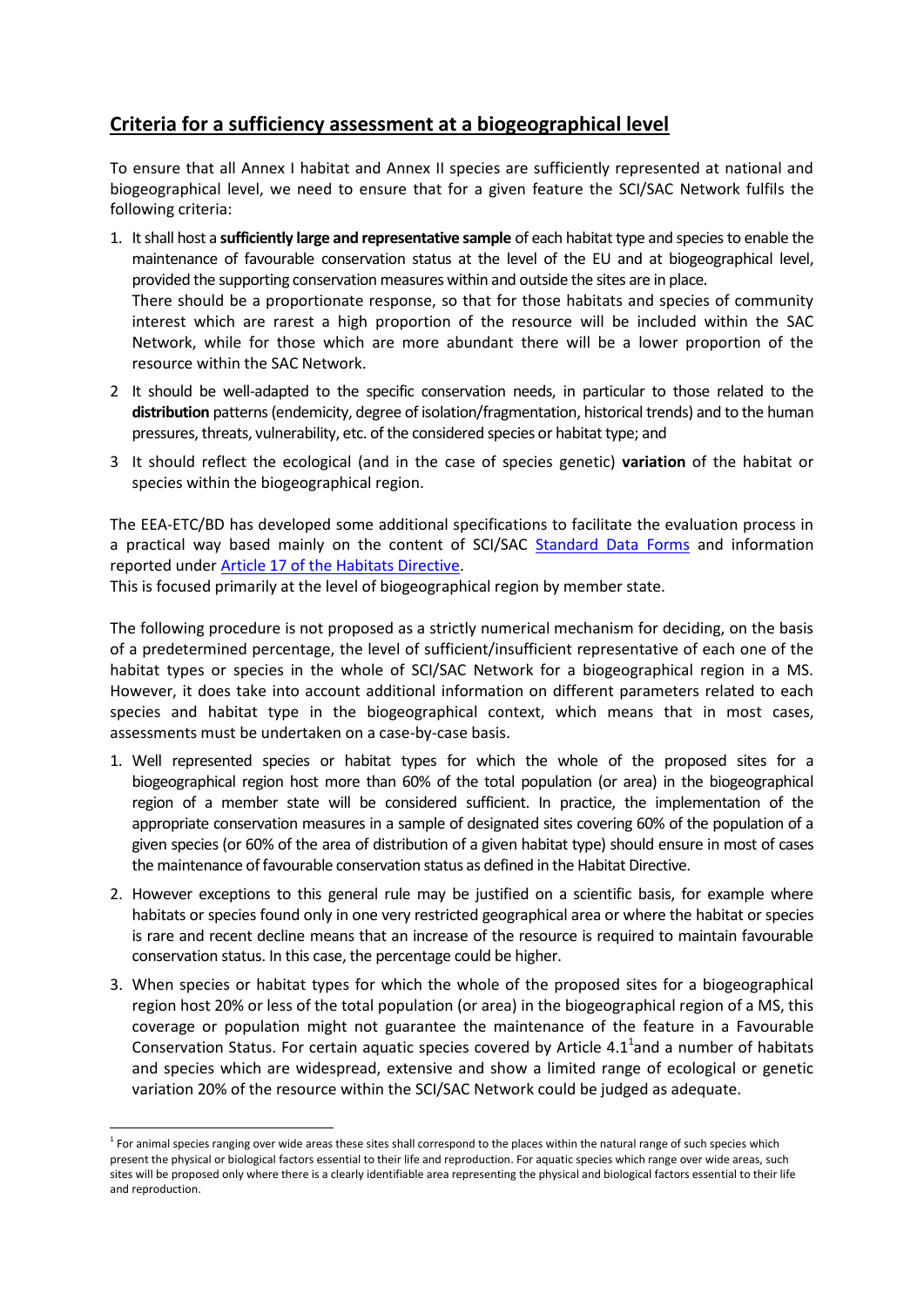## Criteria for a sufficiency assessment at a biogeographical level

To ensure that all Annex I habitat and Annex II species are sufficiently represented at national and biogeographical level, we need to ensure that for a given feature the SCI/SAC Network fulfils the following criteria:

1. It shall host a **sufficiently large and representative sample** of each habitat type and species to enable the maintenance of favourable conservation status at the level of the EU and at biogeographical level, provided the supporting conservation measures within and outside the sites are in place.
   There should be a proportionate response, so that for those habitats and species of community interest which are rarest a high proportion of the resource will be included within the SAC Network, while for those which are more abundant there will be a lower proportion of the resource within the SAC Network.
2. It should be well-adapted to the specific conservation needs, in particular to those related to the **distribution** patterns (endemicity, degree of isolation/fragmentation, historical trends) and to the human pressures, threats, vulnerability, etc. of the considered species or habitat type; and
3. It should reflect the ecological (and in the case of species genetic) **variation** of the habitat or species within the biogeographical region.

The EEA-ETC/BD has developed some additional specifications to facilitate the evaluation process in a practical way based mainly on the content of SCI/SAC Standard Data Forms and information reported under Article 17 of the Habitats Directive.
This is focused primarily at the level of biogeographical region by member state.

The following procedure is not proposed as a strictly numerical mechanism for deciding, on the basis of a predetermined percentage, the level of sufficient/insufficient representative of each one of the habitat types or species in the whole of SCI/SAC Network for a biogeographical region in a MS. However, it does take into account additional information on different parameters related to each species and habitat type in the biogeographical context, which means that in most cases, assessments must be undertaken on a case-by-case basis.

1. Well represented species or habitat types for which the whole of the proposed sites for a biogeographical region host more than 60% of the total population (or area) in the biogeographical region of a member state will be considered sufficient. In practice, the implementation of the appropriate conservation measures in a sample of designated sites covering 60% of the population of a given species (or 60% of the area of distribution of a given habitat type) should ensure in most of cases the maintenance of favourable conservation status as defined in the Habitat Directive.
2. However exceptions to this general rule may be justified on a scientific basis, for example where habitats or species found only in one very restricted geographical area or where the habitat or species is rare and recent decline means that an increase of the resource is required to maintain favourable conservation status. In this case, the percentage could be higher.
3. When species or habitat types for which the whole of the proposed sites for a biogeographical region host 20% or less of the total population (or area) in the biogeographical region of a MS, this coverage or population might not guarantee the maintenance of the feature in a Favourable Conservation Status. For certain aquatic species covered by Article 4.1[1] and a number of habitats and species which are widespread, extensive and show a limited range of ecological or genetic variation 20% of the resource within the SCI/SAC Network could be judged as adequate.

[1] For animal species ranging over wide areas these sites shall correspond to the places within the natural range of such species which present the physical or biological factors essential to their life and reproduction. For aquatic species which range over wide areas, such sites will be proposed only where there is a clearly identifiable area representing the physical and biological factors essential to their life and reproduction.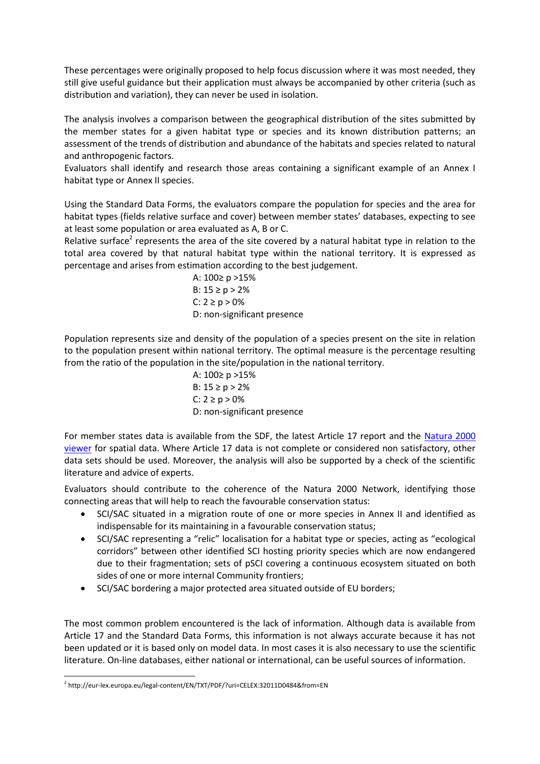These percentages were originally proposed to help focus discussion where it was most needed, they still give useful guidance but their application must always be accompanied by other criteria (such as distribution and variation), they can never be used in isolation.

The analysis involves a comparison between the geographical distribution of the sites submitted by the member states for a given habitat type or species and its known distribution patterns; an assessment of the trends of distribution and abundance of the habitats and species related to natural and anthropogenic factors.

Evaluators shall identify and research those areas containing a significant example of an Annex I habitat type or Annex II species.

Using the Standard Data Forms, the evaluators compare the population for species and the area for habitat types (fields relative surface and cover) between member states' databases, expecting to see at least some population or area evaluated as A, B or C.

Relative surface[2] represents the area of the site covered by a natural habitat type in relation to the total area covered by that natural habitat type within the national territory. It is expressed as percentage and arises from estimation according to the best judgement.

A: $100 \geq p > 15\%$
B: $15 \geq p > 2\%$
C: $2 \geq p > 0\%$
D: non-significant presence

Population represents size and density of the population of a species present on the site in relation to the population present within national territory. The optimal measure is the percentage resulting from the ratio of the population in the site/population in the national territory.

A: $100 \geq p > 15\%$
B: $15 \geq p > 2\%$
C: $2 \geq p > 0\%$
D: non-significant presence

For member states data is available from the SDF, the latest Article 17 report and the Natura 2000 viewer for spatial data. Where Article 17 data is not complete or considered non satisfactory, other data sets should be used. Moreover, the analysis will also be supported by a check of the scientific literature and advice of experts.

Evaluators should contribute to the coherence of the Natura 2000 Network, identifying those connecting areas that will help to reach the favourable conservation status:

- SCI/SAC situated in a migration route of one or more species in Annex II and identified as indispensable for its maintaining in a favourable conservation status;
- SCI/SAC representing a "relic" localisation for a habitat type or species, acting as "ecological corridors" between other identified SCI hosting priority species which are now endangered due to their fragmentation; sets of pSCI covering a continuous ecosystem situated on both sides of one or more internal Community frontiers;
- SCI/SAC bordering a major protected area situated outside of EU borders;

The most common problem encountered is the lack of information. Although data is available from Article 17 and the Standard Data Forms, this information is not always accurate because it has not been updated or it is based only on model data. In most cases it is also necessary to use the scientific literature. On-line databases, either national or international, can be useful sources of information.

[2] http://eur-lex.europa.eu/legal-content/EN/TXT/PDF/?uri=CELEX:32011D0484&from=EN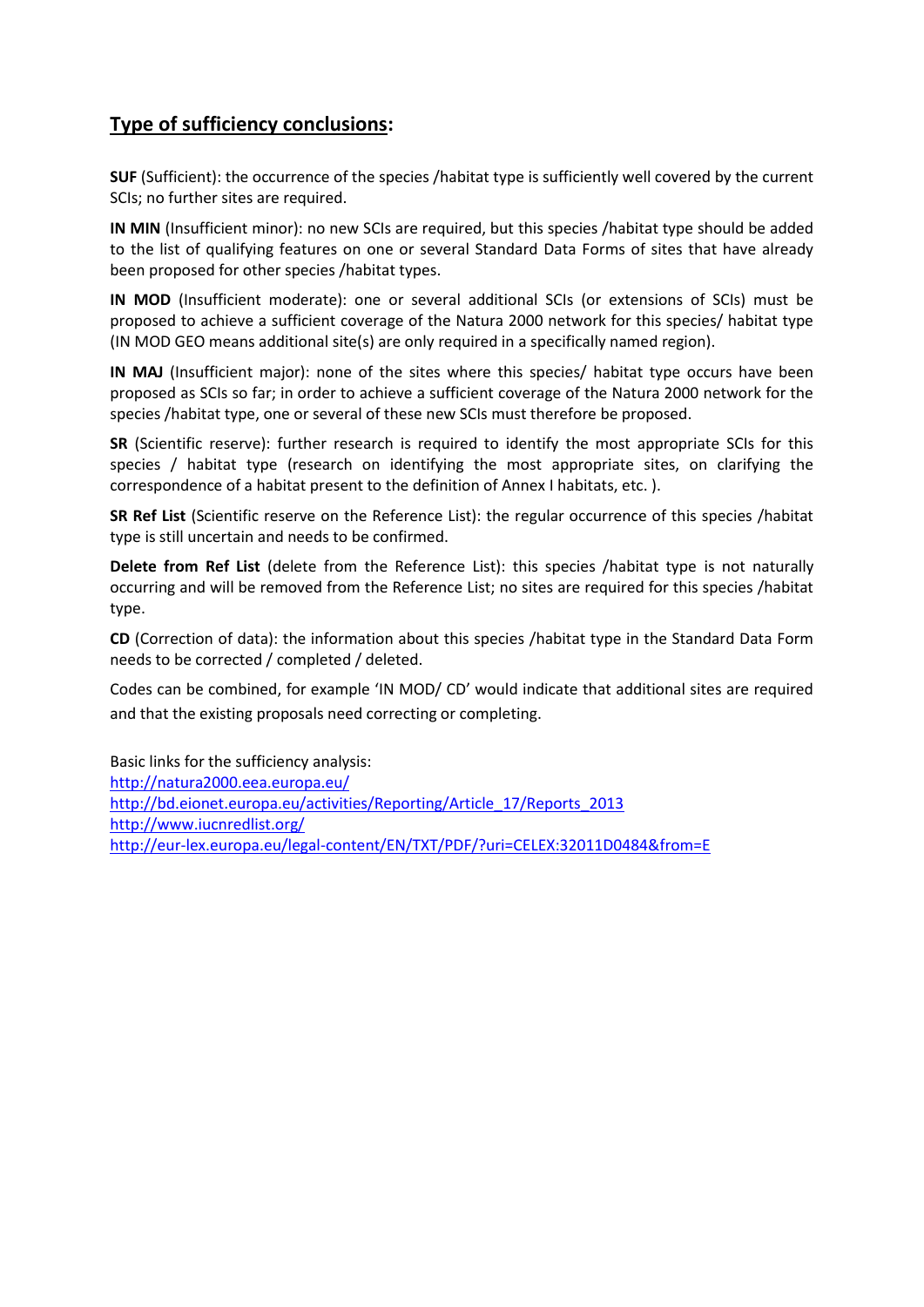## Type of sufficiency conclusions:

**SUF** (Sufficient): the occurrence of the species /habitat type is sufficiently well covered by the current SCIs; no further sites are required.

**IN MIN** (Insufficient minor): no new SCIs are required, but this species /habitat type should be added to the list of qualifying features on one or several Standard Data Forms of sites that have already been proposed for other species /habitat types.

**IN MOD** (Insufficient moderate): one or several additional SCIs (or extensions of SCIs) must be proposed to achieve a sufficient coverage of the Natura 2000 network for this species/ habitat type (IN MOD GEO means additional site(s) are only required in a specifically named region).

**IN MAJ** (Insufficient major): none of the sites where this species/ habitat type occurs have been proposed as SCIs so far; in order to achieve a sufficient coverage of the Natura 2000 network for the species /habitat type, one or several of these new SCIs must therefore be proposed.

**SR** (Scientific reserve): further research is required to identify the most appropriate SCIs for this species / habitat type (research on identifying the most appropriate sites, on clarifying the correspondence of a habitat present to the definition of Annex I habitats, etc. ).

**SR Ref List** (Scientific reserve on the Reference List): the regular occurrence of this species /habitat type is still uncertain and needs to be confirmed.

**Delete from Ref List** (delete from the Reference List): this species /habitat type is not naturally occurring and will be removed from the Reference List; no sites are required for this species /habitat type.

**CD** (Correction of data): the information about this species /habitat type in the Standard Data Form needs to be corrected / completed / deleted.

Codes can be combined, for example 'IN MOD/ CD' would indicate that additional sites are required and that the existing proposals need correcting or completing.

Basic links for the sufficiency analysis:
http://natura2000.eea.europa.eu/
http://bd.eionet.europa.eu/activities/Reporting/Article_17/Reports_2013
http://www.iucnredlist.org/
http://eur-lex.europa.eu/legal-content/EN/TXT/PDF/?uri=CELEX:32011D0484&from=E